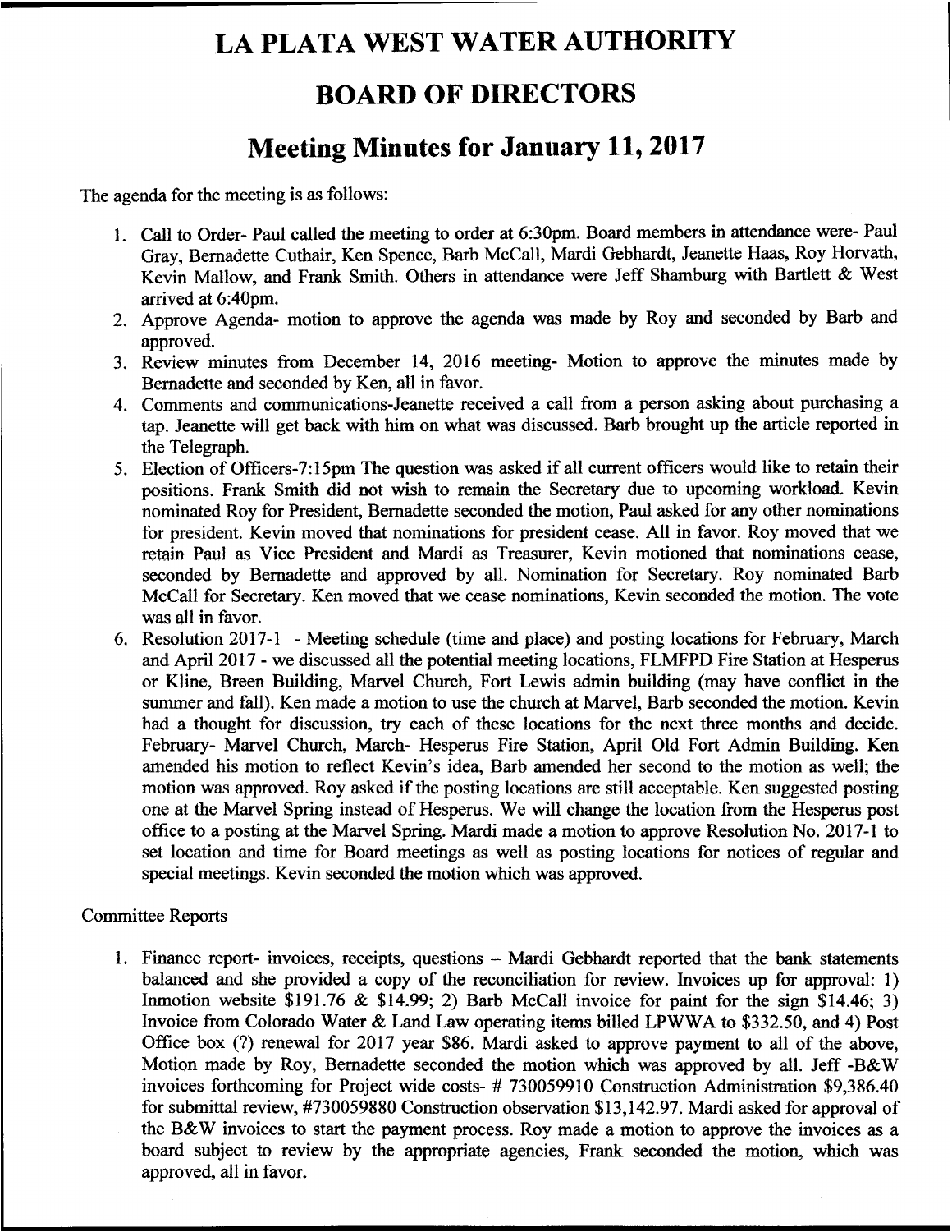# LA PLATA WEST WATER AUTHORITY

# BOARD OF DIRECTORS

## Meeting Minutes for January 11, 2017

The agenda for the meeting is as follows:

1. Call to Order- Paul called the meeting to order at 6:30pm. Board members in attendance were- Paul Gray, Bernadette Cuthair, Ken Spence, Barb McCall, Mardi Gebhardt, Jeanette Haas, Roy Horvath, Kevin Mallow, and Frank Smith. Others in attendance were Jeff Shamburg with Bartlett & West arrived at 6:40pm.
2. Approve Agenda- motion to approve the agenda was made by Roy and seconded by Barb and approved.
3. Review minutes from December 14, 2016 meeting- Motion to approve the minutes made by Bernadette and seconded by Ken, all in favor.
4. Comments and communications-Jeanette received a call from a person asking about purchasing a tap. Jeanette will get back with him on what was discussed. Barb brought up the article reported in the Telegraph.
5. Election of Officers-7:15pm The question was asked if all current officers would like to retain their positions. Frank Smith did not wish to remain the Secretary due to upcoming workload. Kevin nominated Roy for President, Bernadette seconded the motion, Paul asked for any other nominations for president. Kevin moved that nominations for president cease. All in favor. Roy moved that we retain Paul as Vice President and Mardi as Treasurer, Kevin motioned that nominations cease, seconded by Bernadette and approved by all. Nomination for Secretary. Roy nominated Barb McCall for Secretary. Ken moved that we cease nominations, Kevin seconded the motion. The vote was all in favor.
6. Resolution 2017-1 - Meeting schedule (time and place) and posting locations for February, March and April 2017 - we discussed all the potential meeting locations, FLMFPD Fire Station at Hesperus or Kline, Breen Building, Marvel Church, Fort Lewis admin building (may have conflict in the summer and fall). Ken made a motion to use the church at Marvel, Barb seconded the motion. Kevin had a thought for discussion, try each of these locations for the next three months and decide. February- Marvel Church, March- Hesperus Fire Station, April Old Fort Admin Building. Ken amended his motion to reflect Kevin's idea, Barb amended her second to the motion as well; the motion was approved. Roy asked if the posting locations are still acceptable. Ken suggested posting one at the Marvel Spring instead of Hesperus. We will change the location from the Hesperus post office to a posting at the Marvel Spring. Mardi made a motion to approve Resolution No. 2017-1 to set location and time for Board meetings as well as posting locations for notices of regular and special meetings. Kevin seconded the motion which was approved.

Committee Reports

1. Finance report- invoices, receipts, questions – Mardi Gebhardt reported that the bank statements balanced and she provided a copy of the reconciliation for review. Invoices up for approval: 1) Inmotion website $191.76 & $14.99; 2) Barb McCall invoice for paint for the sign $14.46; 3) Invoice from Colorado Water & Land Law operating items billed LPWWA to $332.50, and 4) Post Office box (?) renewal for 2017 year $86. Mardi asked to approve payment to all of the above, Motion made by Roy, Bernadette seconded the motion which was approved by all. Jeff -B&W invoices forthcoming for Project wide costs- # 730059910 Construction Administration $9,386.40 for submittal review, #730059880 Construction observation $13,142.97. Mardi asked for approval of the B&W invoices to start the payment process. Roy made a motion to approve the invoices as a board subject to review by the appropriate agencies, Frank seconded the motion, which was approved, all in favor.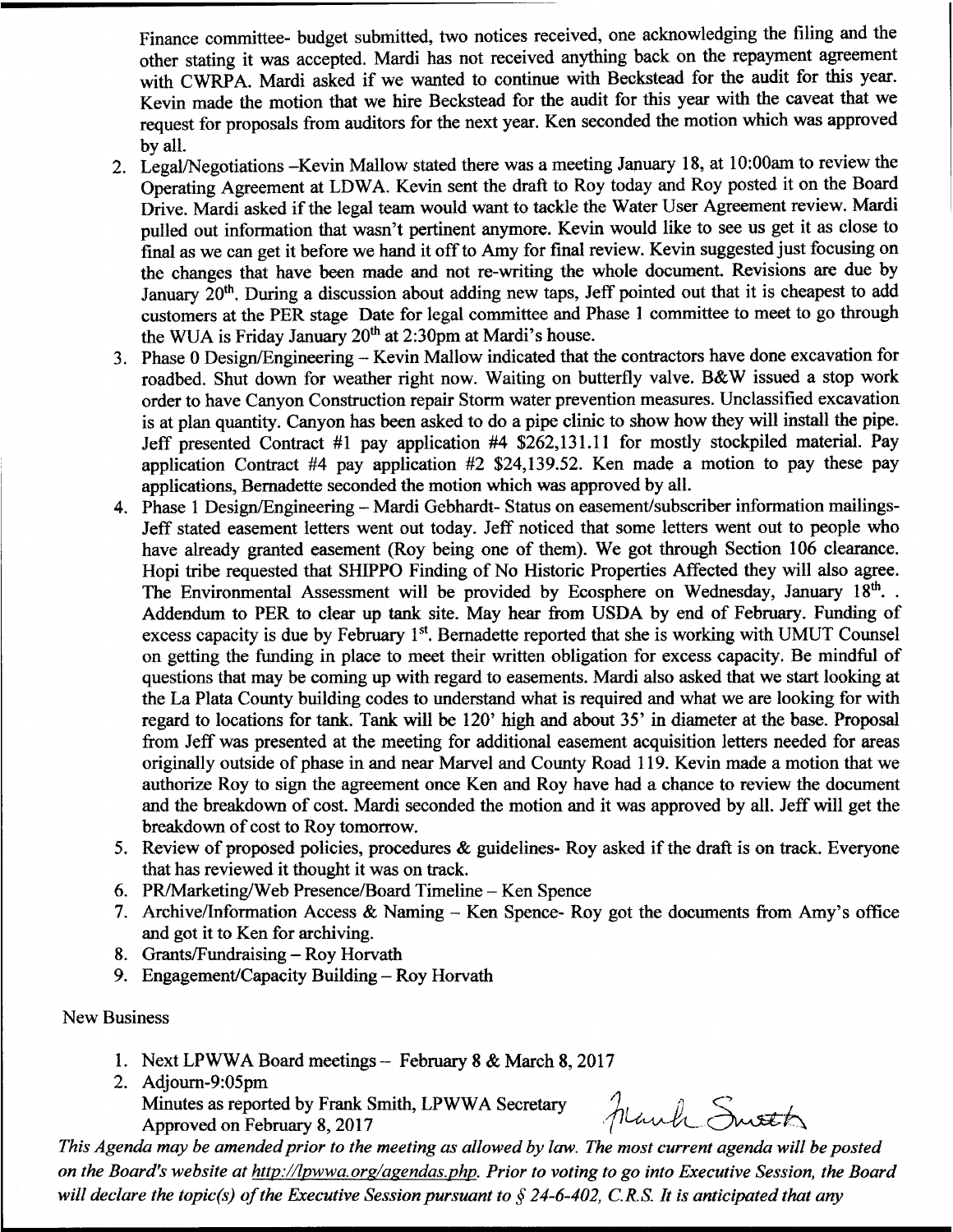Finance committee- budget submitted, two notices received, one acknowledging the filing and the other stating it was accepted. Mardi has not received anything back on the repayment agreement with CWRPA. Mardi asked if we wanted to continue with Beckstead for the audit for this year. Kevin made the motion that we hire Beckstead for the audit for this year with the caveat that we request for proposals from auditors for the next year. Ken seconded the motion which was approved by all.

2. Legal/Negotiations –Kevin Mallow stated there was a meeting January 18, at 10:00am to review the Operating Agreement at LDWA. Kevin sent the draft to Roy today and Roy posted it on the Board Drive. Mardi asked if the legal team would want to tackle the Water User Agreement review. Mardi pulled out information that wasn't pertinent anymore. Kevin would like to see us get it as close to final as we can get it before we hand it off to Amy for final review. Kevin suggested just focusing on the changes that have been made and not re-writing the whole document. Revisions are due by January 20th. During a discussion about adding new taps, Jeff pointed out that it is cheapest to add customers at the PER stage Date for legal committee and Phase 1 committee to meet to go through the WUA is Friday January 20th at 2:30pm at Mardi's house.
3. Phase 0 Design/Engineering – Kevin Mallow indicated that the contractors have done excavation for roadbed. Shut down for weather right now. Waiting on butterfly valve. B&W issued a stop work order to have Canyon Construction repair Storm water prevention measures. Unclassified excavation is at plan quantity. Canyon has been asked to do a pipe clinic to show how they will install the pipe. Jeff presented Contract #1 pay application #4 $262,131.11 for mostly stockpiled material. Pay application Contract #4 pay application #2 $24,139.52. Ken made a motion to pay these pay applications, Bernadette seconded the motion which was approved by all.
4. Phase 1 Design/Engineering – Mardi Gebhardt- Status on easement/subscriber information mailings- Jeff stated easement letters went out today. Jeff noticed that some letters went out to people who have already granted easement (Roy being one of them). We got through Section 106 clearance. Hopi tribe requested that SHIPPO Finding of No Historic Properties Affected they will also agree. The Environmental Assessment will be provided by Ecosphere on Wednesday, January 18th. . Addendum to PER to clear up tank site. May hear from USDA by end of February. Funding of excess capacity is due by February 1st. Bernadette reported that she is working with UMUT Counsel on getting the funding in place to meet their written obligation for excess capacity. Be mindful of questions that may be coming up with regard to easements. Mardi also asked that we start looking at the La Plata County building codes to understand what is required and what we are looking for with regard to locations for tank. Tank will be 120' high and about 35' in diameter at the base. Proposal from Jeff was presented at the meeting for additional easement acquisition letters needed for areas originally outside of phase in and near Marvel and County Road 119. Kevin made a motion that we authorize Roy to sign the agreement once Ken and Roy have had a chance to review the document and the breakdown of cost. Mardi seconded the motion and it was approved by all. Jeff will get the breakdown of cost to Roy tomorrow.
5. Review of proposed policies, procedures & guidelines- Roy asked if the draft is on track. Everyone that has reviewed it thought it was on track.
6. PR/Marketing/Web Presence/Board Timeline – Ken Spence
7. Archive/Information Access & Naming – Ken Spence- Roy got the documents from Amy's office and got it to Ken for archiving.
8. Grants/Fundraising – Roy Horvath
9. Engagement/Capacity Building – Roy Horvath

New Business

1. Next LPWWA Board meetings – February 8 & March 8, 2017
2. Adjourn-9:05pm

   Minutes as reported by Frank Smith, LPWWA Secretary

   Approved on February 8, 2017

   Frank Smith

*This Agenda may be amended prior to the meeting as allowed by law. The most current agenda will be posted on the Board's website at http://lpwwa.org/agendas.php. Prior to voting to go into Executive Session, the Board will declare the topic(s) of the Executive Session pursuant to § 24-6-402, C.R.S. It is anticipated that any*